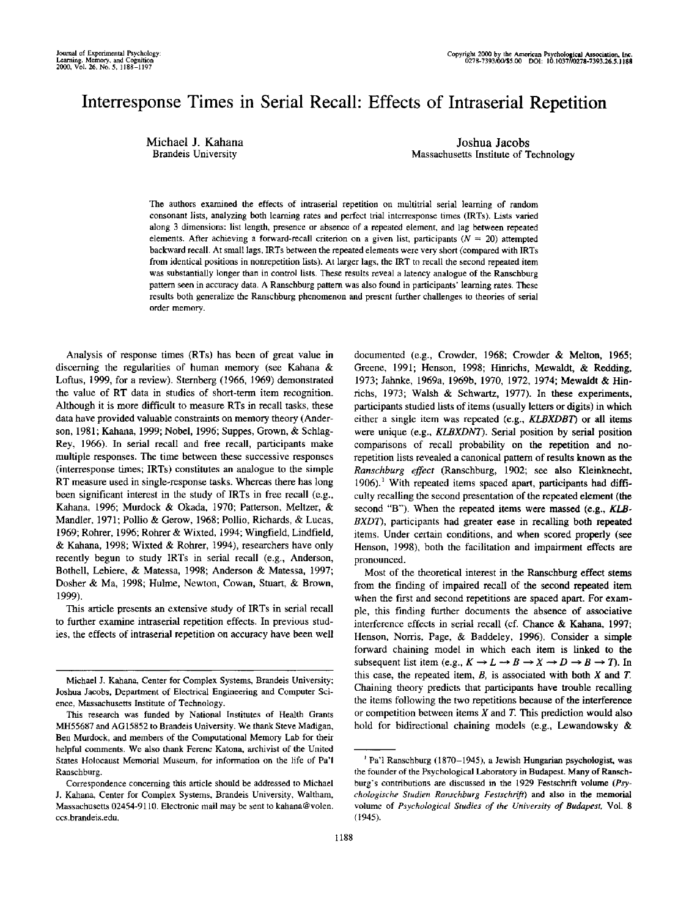# Interresponse Times in Serial Recall: Effects of Intraserial Repetition

Michael J. Kahana
Brandeis University

Joshua Jacobs
Massachusetts Institute of Technology

The authors examined the effects of intraserial repetition on multitrial serial learning of random consonant lists, analyzing both learning rates and perfect trial interresponse times (IRTs). Lists varied along 3 dimensions: list length, presence or absence of a repeated element, and lag between repeated elements. After achieving a forward-recall criterion on a given list, participants ($N = 20$) attempted backward recall. At small lags, IRTs between the repeated elements were very short (compared with IRTs from identical positions in nonrepetition lists). At larger lags, the IRT to recall the second repeated item was substantially longer than in control lists. These results reveal a latency analogue of the Ranschburg pattern seen in accuracy data. A Ranschburg pattern was also found in participants' learning rates. These results both generalize the Ranschburg phenomenon and present further challenges to theories of serial order memory.

Analysis of response times (RTs) has been of great value in discerning the regularities of human memory (see Kahana & Loftus, 1999, for a review). Sternberg (1966, 1969) demonstrated the value of RT data in studies of short-term item recognition. Although it is more difficult to measure RTs in recall tasks, these data have provided valuable constraints on memory theory (Anderson, 1981; Kahana, 1999; Nobel, 1996; Suppes, Grown, & Schlag-Rey, 1966). In serial recall and free recall, participants make multiple responses. The time between these successive responses (interresponse times; IRTs) constitutes an analogue to the simple RT measure used in single-response tasks. Whereas there has long been significant interest in the study of IRTs in free recall (e.g., Kahana, 1996; Murdock & Okada, 1970; Patterson, Meltzer, & Mandler, 1971; Pollio & Gerow, 1968; Pollio, Richards, & Lucas, 1969; Rohrer, 1996; Rohrer & Wixted, 1994; Wingfield, Lindfield, & Kahana, 1998; Wixted & Rohrer, 1994), researchers have only recently begun to study IRTs in serial recall (e.g., Anderson, Bothell, Lebiere, & Matessa, 1998; Anderson & Matessa, 1997; Dosher & Ma, 1998; Hulme, Newton, Cowan, Stuart, & Brown, 1999).

This article presents an extensive study of IRTs in serial recall to further examine intraserial repetition effects. In previous studies, the effects of intraserial repetition on accuracy have been well documented (e.g., Crowder, 1968; Crowder & Melton, 1965; Greene, 1991; Henson, 1998; Hinrichs, Mewaldt, & Redding, 1973; Jahnke, 1969a, 1969b, 1970, 1972, 1974; Mewaldt & Hinrichs, 1973; Walsh & Schwartz, 1977). In these experiments, participants studied lists of items (usually letters or digits) in which either a single item was repeated (e.g., *KLBXDBT*) or all items were unique (e.g., *KLBXDNT*). Serial position by serial position comparisons of recall probability on the repetition and no-repetition lists revealed a canonical pattern of results known as the *Ranschburg effect* (Ranschburg, 1902; see also Kleinknecht, 1906).[1] With repeated items spaced apart, participants had difficulty recalling the second presentation of the repeated element (the second "B"). When the repeated items were massed (e.g., *KLBBXDT*), participants had greater ease in recalling both repeated items. Under certain conditions, and when scored properly (see Henson, 1998), both the facilitation and impairment effects are pronounced.

Most of the theoretical interest in the Ranschburg effect stems from the finding of impaired recall of the second repeated item when the first and second repetitions are spaced apart. For example, this finding further documents the absence of associative interference effects in serial recall (cf. Chance & Kahana, 1997; Henson, Norris, Page, & Baddeley, 1996). Consider a simple forward chaining model in which each item is linked to the subsequent list item (e.g., $K \rightarrow L \rightarrow B \rightarrow X \rightarrow D \rightarrow B \rightarrow T$). In this case, the repeated item, *B*, is associated with both *X* and *T*. Chaining theory predicts that participants have trouble recalling the items following the two repetitions because of the interference or competition between items *X* and *T*. This prediction would also hold for bidirectional chaining models (e.g., Lewandowsky &

---

Michael J. Kahana, Center for Complex Systems, Brandeis University; Joshua Jacobs, Department of Electrical Engineering and Computer Science, Massachusetts Institute of Technology.

This research was funded by National Institutes of Health Grants MH55687 and AG15852 to Brandeis University. We thank Steve Madigan, Ben Murdock, and members of the Computational Memory Lab for their helpful comments. We also thank Ferenc Katona, archivist of the United States Holocaust Memorial Museum, for information on the life of Pa'l Ranschburg.

Correspondence concerning this article should be addressed to Michael J. Kahana, Center for Complex Systems, Brandeis University, Waltham, Massachusetts 02454-9110. Electronic mail may be sent to kahana@volen.ccs.brandeis.edu.

[1] Pa'l Ranschburg (1870–1945), a Jewish Hungarian psychologist, was the founder of the Psychological Laboratory in Budapest. Many of Ranschburg's contributions are discussed in the 1929 Festschrift volume (*Psychologische Studien Ranschburg Festschrift*) and also in the memorial volume of *Psychological Studies of the University of Budapest*, Vol. 8 (1945).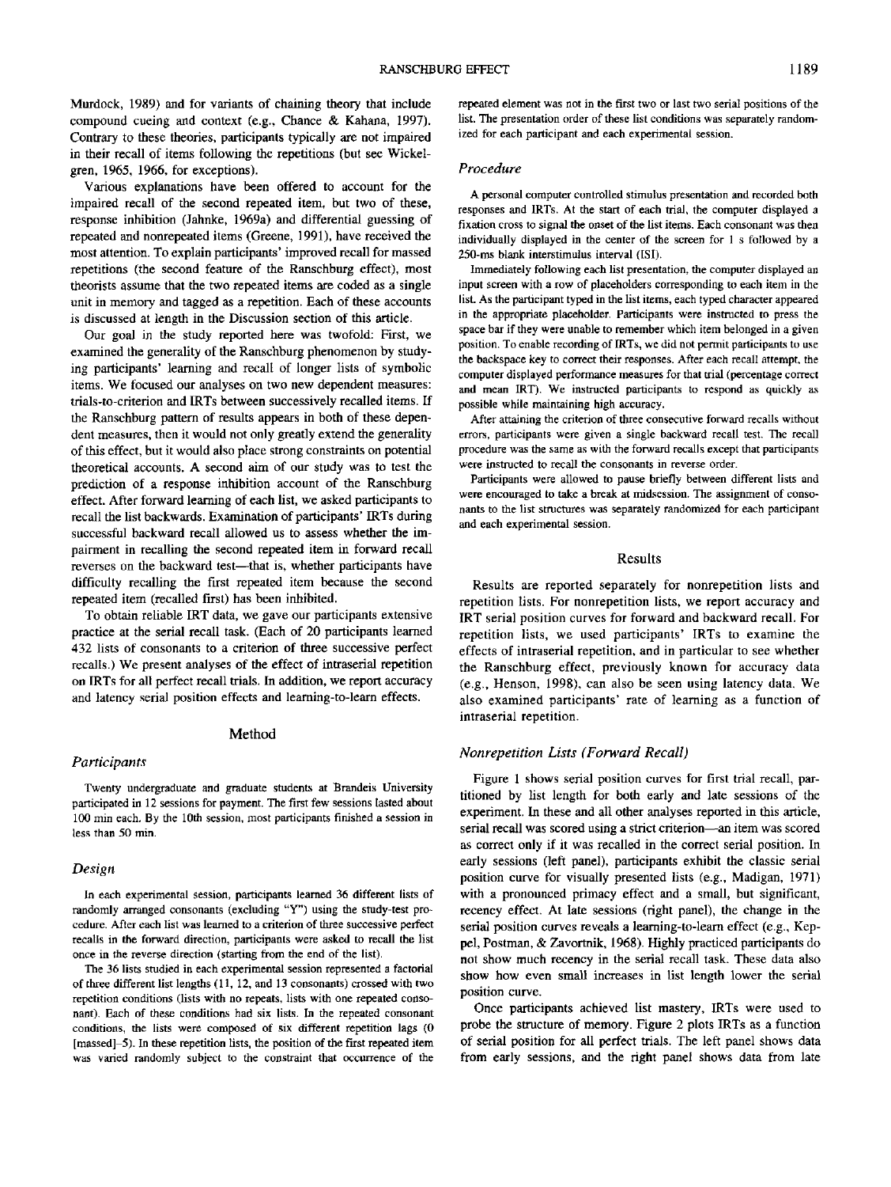Murdock, 1989) and for variants of chaining theory that include compound cueing and context (e.g., Chance & Kahana, 1997). Contrary to these theories, participants typically are not impaired in their recall of items following the repetitions (but see Wickelgren, 1965, 1966, for exceptions).

Various explanations have been offered to account for the impaired recall of the second repeated item, but two of these, response inhibition (Jahnke, 1969a) and differential guessing of repeated and nonrepeated items (Greene, 1991), have received the most attention. To explain participants' improved recall for massed repetitions (the second feature of the Ranschburg effect), most theorists assume that the two repeated items are coded as a single unit in memory and tagged as a repetition. Each of these accounts is discussed at length in the Discussion section of this article.

Our goal in the study reported here was twofold: First, we examined the generality of the Ranschburg phenomenon by studying participants' learning and recall of longer lists of symbolic items. We focused our analyses on two new dependent measures: trials-to-criterion and IRTs between successively recalled items. If the Ranschburg pattern of results appears in both of these dependent measures, then it would not only greatly extend the generality of this effect, but it would also place strong constraints on potential theoretical accounts. A second aim of our study was to test the prediction of a response inhibition account of the Ranschburg effect. After forward learning of each list, we asked participants to recall the list backwards. Examination of participants' IRTs during successful backward recall allowed us to assess whether the impairment in recalling the second repeated item in forward recall reverses on the backward test—that is, whether participants have difficulty recalling the first repeated item because the second repeated item (recalled first) has been inhibited.

To obtain reliable IRT data, we gave our participants extensive practice at the serial recall task. (Each of 20 participants learned 432 lists of consonants to a criterion of three successive perfect recalls.) We present analyses of the effect of intraserial repetition on IRTs for all perfect recall trials. In addition, we report accuracy and latency serial position effects and learning-to-learn effects.

## Method

### *Participants*

Twenty undergraduate and graduate students at Brandeis University participated in 12 sessions for payment. The first few sessions lasted about 100 min each. By the 10th session, most participants finished a session in less than 50 min.

### *Design*

In each experimental session, participants learned 36 different lists of randomly arranged consonants (excluding "Y") using the study-test procedure. After each list was learned to a criterion of three successive perfect recalls in the forward direction, participants were asked to recall the list once in the reverse direction (starting from the end of the list).

The 36 lists studied in each experimental session represented a factorial of three different list lengths (11, 12, and 13 consonants) crossed with two repetition conditions (lists with no repeats, lists with one repeated consonant). Each of these conditions had six lists. In the repeated consonant conditions, the lists were composed of six different repetition lags (0 [massed]–5). In these repetition lists, the position of the first repeated item was varied randomly subject to the constraint that occurrence of the repeated element was not in the first two or last two serial positions of the list. The presentation order of these list conditions was separately randomized for each participant and each experimental session.

### *Procedure*

A personal computer controlled stimulus presentation and recorded both responses and IRTs. At the start of each trial, the computer displayed a fixation cross to signal the onset of the list items. Each consonant was then individually displayed in the center of the screen for 1 s followed by a 250-ms blank interstimulus interval (ISI).

Immediately following each list presentation, the computer displayed an input screen with a row of placeholders corresponding to each item in the list. As the participant typed in the list items, each typed character appeared in the appropriate placeholder. Participants were instructed to press the space bar if they were unable to remember which item belonged in a given position. To enable recording of IRTs, we did not permit participants to use the backspace key to correct their responses. After each recall attempt, the computer displayed performance measures for that trial (percentage correct and mean IRT). We instructed participants to respond as quickly as possible while maintaining high accuracy.

After attaining the criterion of three consecutive forward recalls without errors, participants were given a single backward recall test. The recall procedure was the same as with the forward recalls except that participants were instructed to recall the consonants in reverse order.

Participants were allowed to pause briefly between different lists and were encouraged to take a break at midsession. The assignment of consonants to the list structures was separately randomized for each participant and each experimental session.

## Results

Results are reported separately for nonrepetition lists and repetition lists. For nonrepetition lists, we report accuracy and IRT serial position curves for forward and backward recall. For repetition lists, we used participants' IRTs to examine the effects of intraserial repetition, and in particular to see whether the Ranschburg effect, previously known for accuracy data (e.g., Henson, 1998), can also be seen using latency data. We also examined participants' rate of learning as a function of intraserial repetition.

### *Nonrepetition Lists (Forward Recall)*

Figure 1 shows serial position curves for first trial recall, partitioned by list length for both early and late sessions of the experiment. In these and all other analyses reported in this article, serial recall was scored using a strict criterion—an item was scored as correct only if it was recalled in the correct serial position. In early sessions (left panel), participants exhibit the classic serial position curve for visually presented lists (e.g., Madigan, 1971) with a pronounced primacy effect and a small, but significant, recency effect. At late sessions (right panel), the change in the serial position curves reveals a learning-to-learn effect (e.g., Keppel, Postman, & Zavortnik, 1968). Highly practiced participants do not show much recency in the serial recall task. These data also show how even small increases in list length lower the serial position curve.

Once participants achieved list mastery, IRTs were used to probe the structure of memory. Figure 2 plots IRTs as a function of serial position for all perfect trials. The left panel shows data from early sessions, and the right panel shows data from late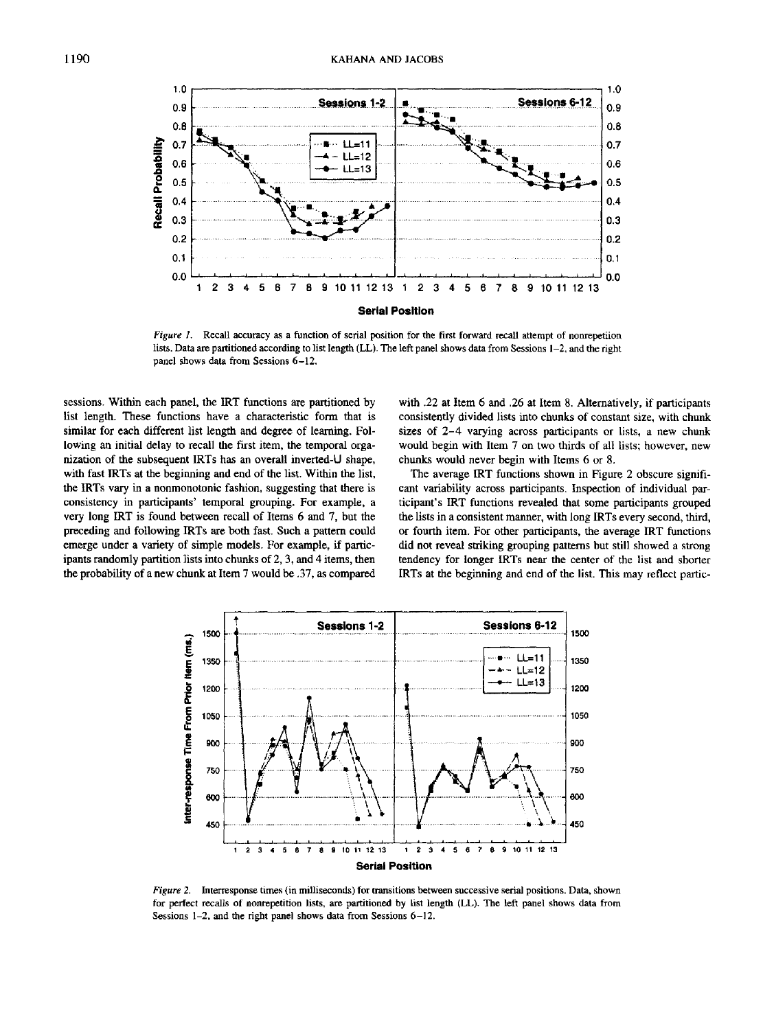Figure 1. Recall accuracy as a function of serial position for the first forward recall attempt of nonrepetiion lists. Data are partitioned according to list length (LL). The left panel shows data from Sessions 1–2, and the right panel shows data from Sessions 6–12.

sessions. Within each panel, the IRT functions are partitioned by list length. These functions have a characteristic form that is similar for each different list length and degree of learning. Following an initial delay to recall the first item, the temporal organization of the subsequent IRTs has an overall inverted-U shape, with fast IRTs at the beginning and end of the list. Within the list, the IRTs vary in a nonmonotonic fashion, suggesting that there is consistency in participants' temporal grouping. For example, a very long IRT is found between recall of Items 6 and 7, but the preceding and following IRTs are both fast. Such a pattern could emerge under a variety of simple models. For example, if participants randomly partition lists into chunks of 2, 3, and 4 items, then the probability of a new chunk at Item 7 would be .37, as compared with .22 at Item 6 and .26 at Item 8. Alternatively, if participants consistently divided lists into chunks of constant size, with chunk sizes of 2–4 varying across participants or lists, a new chunk would begin with Item 7 on two thirds of all lists; however, new chunks would never begin with Items 6 or 8.

The average IRT functions shown in Figure 2 obscure significant variability across participants. Inspection of individual participant's IRT functions revealed that some participants grouped the lists in a consistent manner, with long IRTs every second, third, or fourth item. For other participants, the average IRT functions did not reveal striking grouping patterns but still showed a strong tendency for longer IRTs near the center of the list and shorter IRTs at the beginning and end of the list. This may reflect partic-

Figure 2. Interresponse times (in milliseconds) for transitions between successive serial positions. Data, shown for perfect recalls of nonrepetition lists, are partitioned by list length (LL). The left panel shows data from Sessions 1–2, and the right panel shows data from Sessions 6–12.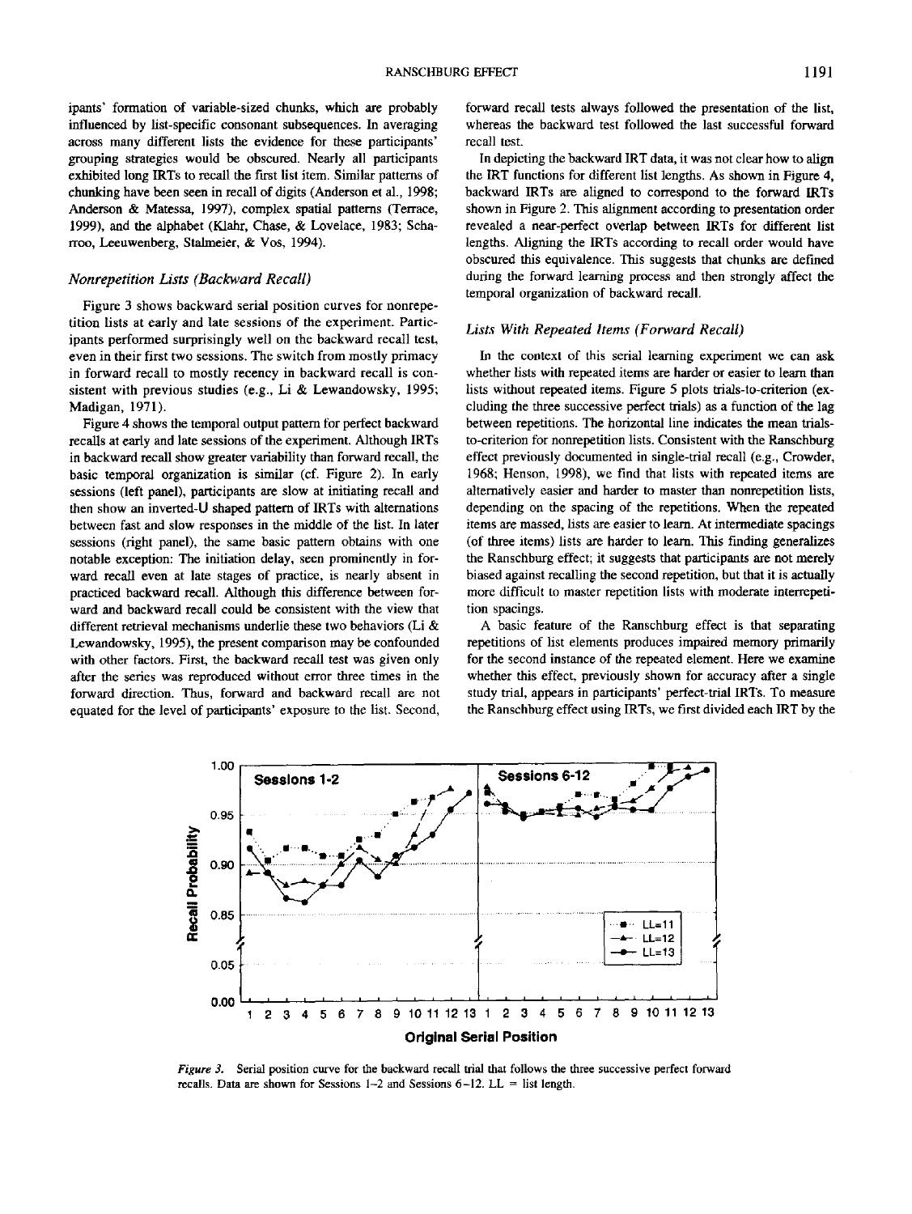ipants' formation of variable-sized chunks, which are probably influenced by list-specific consonant subsequences. In averaging across many different lists the evidence for these participants' grouping strategies would be obscured. Nearly all participants exhibited long IRTs to recall the first list item. Similar patterns of chunking have been seen in recall of digits (Anderson et al., 1998; Anderson & Matessa, 1997), complex spatial patterns (Terrace, 1999), and the alphabet (Klahr, Chase, & Lovelace, 1983; Scharroo, Leeuwenberg, Stalmeier, & Vos, 1994).

### Nonrepetition Lists (Backward Recall)

Figure 3 shows backward serial position curves for nonrepetition lists at early and late sessions of the experiment. Participants performed surprisingly well on the backward recall test, even in their first two sessions. The switch from mostly primacy in forward recall to mostly recency in backward recall is consistent with previous studies (e.g., Li & Lewandowsky, 1995; Madigan, 1971).

Figure 4 shows the temporal output pattern for perfect backward recalls at early and late sessions of the experiment. Although IRTs in backward recall show greater variability than forward recall, the basic temporal organization is similar (cf. Figure 2). In early sessions (left panel), participants are slow at initiating recall and then show an inverted-U shaped pattern of IRTs with alternations between fast and slow responses in the middle of the list. In later sessions (right panel), the same basic pattern obtains with one notable exception: The initiation delay, seen prominently in forward recall even at late stages of practice, is nearly absent in practiced backward recall. Although this difference between forward and backward recall could be consistent with the view that different retrieval mechanisms underlie these two behaviors (Li & Lewandowsky, 1995), the present comparison may be confounded with other factors. First, the backward recall test was given only after the series was reproduced without error three times in the forward direction. Thus, forward and backward recall are not equated for the level of participants' exposure to the list. Second, forward recall tests always followed the presentation of the list, whereas the backward test followed the last successful forward recall test.

In depicting the backward IRT data, it was not clear how to align the IRT functions for different list lengths. As shown in Figure 4, backward IRTs are aligned to correspond to the forward IRTs shown in Figure 2. This alignment according to presentation order revealed a near-perfect overlap between IRTs for different list lengths. Aligning the IRTs according to recall order would have obscured this equivalence. This suggests that chunks are defined during the forward learning process and then strongly affect the temporal organization of backward recall.

### Lists With Repeated Items (Forward Recall)

In the context of this serial learning experiment we can ask whether lists with repeated items are harder or easier to learn than lists without repeated items. Figure 5 plots trials-to-criterion (excluding the three successive perfect trials) as a function of the lag between repetitions. The horizontal line indicates the mean trials-to-criterion for nonrepetition lists. Consistent with the Ranschburg effect previously documented in single-trial recall (e.g., Crowder, 1968; Henson, 1998), we find that lists with repeated items are alternatively easier and harder to master than nonrepetition lists, depending on the spacing of the repetitions. When the repeated items are massed, lists are easier to learn. At intermediate spacings (of three items) lists are harder to learn. This finding generalizes the Ranschburg effect; it suggests that participants are not merely biased against recalling the second repetition, but that it is actually more difficult to master repetition lists with moderate interrepetition spacings.

A basic feature of the Ranschburg effect is that separating repetitions of list elements produces impaired memory primarily for the second instance of the repeated element. Here we examine whether this effect, previously shown for accuracy after a single study trial, appears in participants' perfect-trial IRTs. To measure the Ranschburg effect using IRTs, we first divided each IRT by the

*Figure 3.* Serial position curve for the backward recall trial that follows the three successive perfect forward recalls. Data are shown for Sessions 1–2 and Sessions 6–12. LL = list length.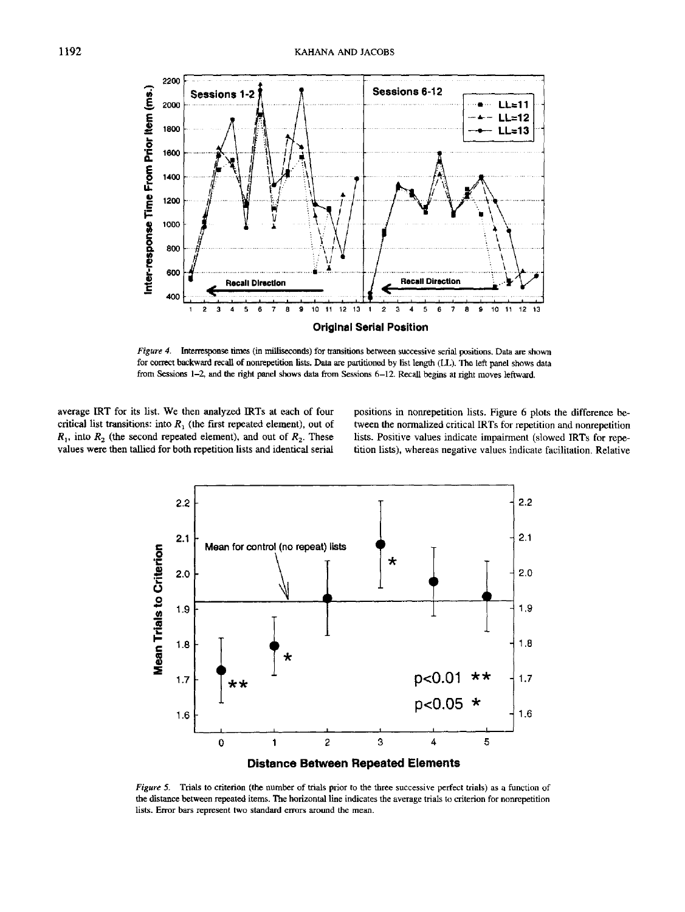*Figure 4.* Interresponse times (in milliseconds) for transitions between successive serial positions. Data are shown for correct backward recall of nonrepetition lists. Data are partitioned by list length (LL). The left panel shows data from Sessions 1–2, and the right panel shows data from Sessions 6–12. Recall begins at right moves leftward.

average IRT for its list. We then analyzed IRTs at each of four critical list transitions: into $R_1$ (the first repeated element), out of $R_1$, into $R_2$ (the second repeated element), and out of $R_2$. These values were then tallied for both repetition lists and identical serial positions in nonrepetition lists. Figure 6 plots the difference between the normalized critical IRTs for repetition and nonrepetition lists. Positive values indicate impairment (slowed IRTs for repetition lists), whereas negative values indicate facilitation. Relative

*Figure 5.* Trials to criterion (the number of trials prior to the three successive perfect trials) as a function of the distance between repeated items. The horizontal line indicates the average trials to criterion for nonrepetition lists. Error bars represent two standard errors around the mean.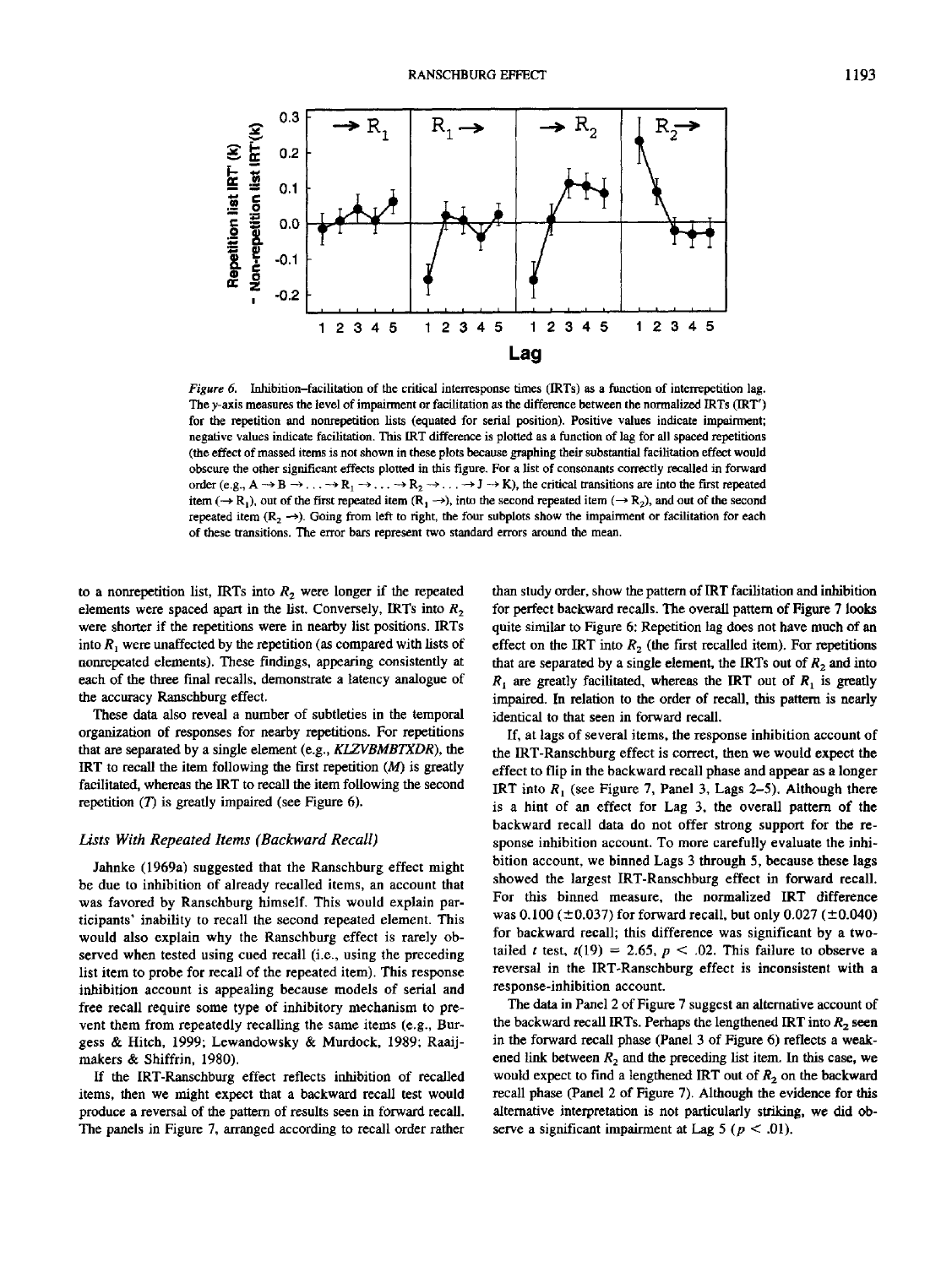*Figure 6.* Inhibition–facilitation of the critical interresponse times (IRTs) as a function of interrepetition lag. The *y*-axis measures the level of impairment or facilitation as the difference between the normalized IRTs (IRT′) for the repetition and nonrepetition lists (equated for serial position). Positive values indicate impairment; negative values indicate facilitation. This IRT difference is plotted as a function of lag for all spaced repetitions (the effect of massed items is not shown in these plots because graphing their substantial facilitation effect would obscure the other significant effects plotted in this figure. For a list of consonants correctly recalled in forward order (e.g., A → B → . . . → $R_1$ → . . . → $R_2$ → . . . → J → K), the critical transitions are into the first repeated item (→ $R_1$), out of the first repeated item ($R_1$ →), into the second repeated item (→ $R_2$), and out of the second repeated item ($R_2$ →). Going from left to right, the four subplots show the impairment or facilitation for each of these transitions. The error bars represent two standard errors around the mean.

to a nonrepetition list, IRTs into $R_2$ were longer if the repeated elements were spaced apart in the list. Conversely, IRTs into $R_2$ were shorter if the repetitions were in nearby list positions. IRTs into $R_1$ were unaffected by the repetition (as compared with lists of nonrepeated elements). These findings, appearing consistently at each of the three final recalls, demonstrate a latency analogue of the accuracy Ranschburg effect.

These data also reveal a number of subtleties in the temporal organization of responses for nearby repetitions. For repetitions that are separated by a single element (e.g., *KLZVBMBTXDR*), the IRT to recall the item following the first repetition (*M*) is greatly facilitated, whereas the IRT to recall the item following the second repetition (*T*) is greatly impaired (see Figure 6).

### *Lists With Repeated Items (Backward Recall)*

Jahnke (1969a) suggested that the Ranschburg effect might be due to inhibition of already recalled items, an account that was favored by Ranschburg himself. This would explain participants' inability to recall the second repeated element. This would also explain why the Ranschburg effect is rarely observed when tested using cued recall (i.e., using the preceding list item to probe for recall of the repeated item). This response inhibition account is appealing because models of serial and free recall require some type of inhibitory mechanism to prevent them from repeatedly recalling the same items (e.g., Burgess & Hitch, 1999; Lewandowsky & Murdock, 1989; Raaijmakers & Shiffrin, 1980).

If the IRT-Ranschburg effect reflects inhibition of recalled items, then we might expect that a backward recall test would produce a reversal of the pattern of results seen in forward recall. The panels in Figure 7, arranged according to recall order rather than study order, show the pattern of IRT facilitation and inhibition for perfect backward recalls. The overall pattern of Figure 7 looks quite similar to Figure 6: Repetition lag does not have much of an effect on the IRT into $R_2$ (the first recalled item). For repetitions that are separated by a single element, the IRTs out of $R_2$ and into $R_1$ are greatly facilitated, whereas the IRT out of $R_1$ is greatly impaired. In relation to the order of recall, this pattern is nearly identical to that seen in forward recall.

If, at lags of several items, the response inhibition account of the IRT-Ranschburg effect is correct, then we would expect the effect to flip in the backward recall phase and appear as a longer IRT into $R_1$ (see Figure 7, Panel 3, Lags 2–5). Although there is a hint of an effect for Lag 3, the overall pattern of the backward recall data do not offer strong support for the response inhibition account. To more carefully evaluate the inhibition account, we binned Lags 3 through 5, because these lags showed the largest IRT-Ranschburg effect in forward recall. For this binned measure, the normalized IRT difference was 0.100 (±0.037) for forward recall, but only 0.027 (±0.040) for backward recall; this difference was significant by a two-tailed *t* test, $t(19) = 2.65$, $p < .02$. This failure to observe a reversal in the IRT-Ranschburg effect is inconsistent with a response-inhibition account.

The data in Panel 2 of Figure 7 suggest an alternative account of the backward recall IRTs. Perhaps the lengthened IRT into $R_2$ seen in the forward recall phase (Panel 3 of Figure 6) reflects a weakened link between $R_2$ and the preceding list item. In this case, we would expect to find a lengthened IRT out of $R_2$ on the backward recall phase (Panel 2 of Figure 7). Although the evidence for this alternative interpretation is not particularly striking, we did observe a significant impairment at Lag 5 ($p < .01$).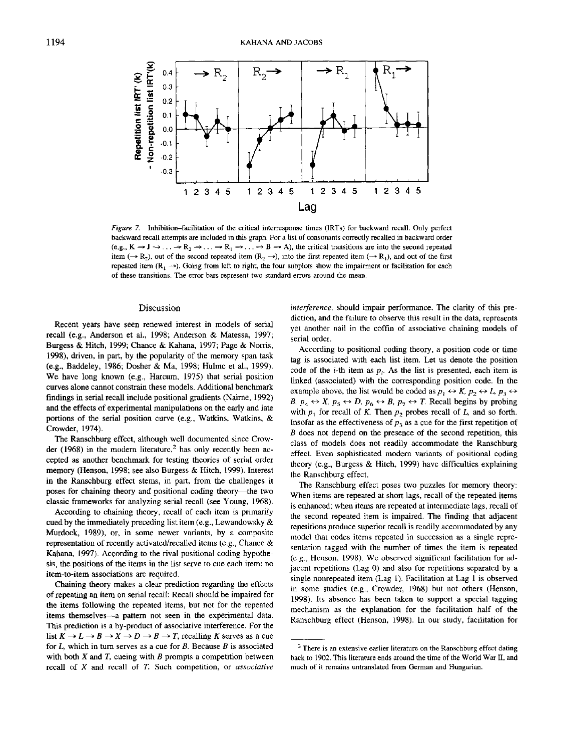*Figure 7.* Inhibition–facilitation of the critical interresponse times (IRTs) for backward recall. Only perfect backward recall attempts are included in this graph. For a list of consonants correctly recalled in backward order (e.g., K → J → . . . → $R_2$ → . . . → $R_1$ → . . . → B → A), the critical transitions are into the second repeated item (→ $R_2$), out of the second repeated item ($R_2$ →), into the first repeated item (→ $R_1$), and out of the first repeated item ($R_1$ →). Going from left to right, the four subplots show the impairment or facilitation for each of these transitions. The error bars represent two standard errors around the mean.

## Discussion

Recent years have seen renewed interest in models of serial recall (e.g., Anderson et al., 1998; Anderson & Matessa, 1997; Burgess & Hitch, 1999; Chance & Kahana, 1997; Page & Norris, 1998), driven, in part, by the popularity of the memory span task (e.g., Baddeley, 1986; Dosher & Ma, 1998; Hulme et al., 1999). We have long known (e.g., Harcum, 1975) that serial position curves alone cannot constrain these models. Additional benchmark findings in serial recall include positional gradients (Nairne, 1992) and the effects of experimental manipulations on the early and late portions of the serial position curve (e.g., Watkins, Watkins, & Crowder, 1974).

The Ranschburg effect, although well documented since Crowder (1968) in the modern literature,[2] has only recently been accepted as another benchmark for testing theories of serial order memory (Henson, 1998; see also Burgess & Hitch, 1999). Interest in the Ranschburg effect stems, in part, from the challenges it poses for chaining theory and positional coding theory—the two classic frameworks for analyzing serial recall (see Young, 1968).

According to chaining theory, recall of each item is primarily cued by the immediately preceding list item (e.g., Lewandowsky & Murdock, 1989), or, in some newer variants, by a composite representation of recently activated/recalled items (e.g., Chance & Kahana, 1997). According to the rival positional coding hypothesis, the positions of the items in the list serve to cue each item; no item-to-item associations are required.

Chaining theory makes a clear prediction regarding the effects of repeating an item on serial recall: Recall should be impaired for the items following the repeated items, but not for the repeated items themselves—a pattern not seen in the experimental data. This prediction is a by-product of associative interference. For the list $K \rightarrow L \rightarrow B \rightarrow X \rightarrow D \rightarrow B \rightarrow T$, recalling $K$ serves as a cue for $L$, which in turn serves as a cue for $B$. Because $B$ is associated with both $X$ and $T$, cueing with $B$ prompts a competition between recall of $X$ and recall of $T$. Such competition, or *associative interference*, should impair performance. The clarity of this prediction, and the failure to observe this result in the data, represents yet another nail in the coffin of associative chaining models of serial order.

According to positional coding theory, a position code or time tag is associated with each list item. Let us denote the position code of the $i$-th item as $p_i$. As the list is presented, each item is linked (associated) with the corresponding position code. In the example above, the list would be coded as $p_1 \leftrightarrow K$, $p_2 \leftrightarrow L$, $p_3 \leftrightarrow B$, $p_4 \leftrightarrow X$, $p_5 \leftrightarrow D$, $p_6 \leftrightarrow B$, $p_7 \leftrightarrow T$. Recall begins by probing with $p_1$ for recall of $K$. Then $p_2$ probes recall of $L$, and so forth. Insofar as the effectiveness of $p_3$ as a cue for the first repetition of $B$ does not depend on the presence of the second repetition, this class of models does not readily accommodate the Ranschburg effect. Even sophisticated modern variants of positional coding theory (e.g., Burgess & Hitch, 1999) have difficulties explaining the Ranschburg effect.

The Ranschburg effect poses two puzzles for memory theory: When items are repeated at short lags, recall of the repeated items is enhanced; when items are repeated at intermediate lags, recall of the second repeated item is impaired. The finding that adjacent repetitions produce superior recall is readily accommodated by any model that codes items repeated in succession as a single representation tagged with the number of times the item is repeated (e.g., Henson, 1998). We observed significant facilitation for adjacent repetitions (Lag 0) and also for repetitions separated by a single nonrepeated item (Lag 1). Facilitation at Lag 1 is observed in some studies (e.g., Crowder, 1968) but not others (Henson, 1998). Its absence has been taken to support a special tagging mechanism as the explanation for the facilitation half of the Ranschburg effect (Henson, 1998). In our study, facilitation for

[2] There is an extensive earlier literature on the Ranschburg effect dating back to 1902. This literature ends around the time of the World War II, and much of it remains untranslated from German and Hungarian.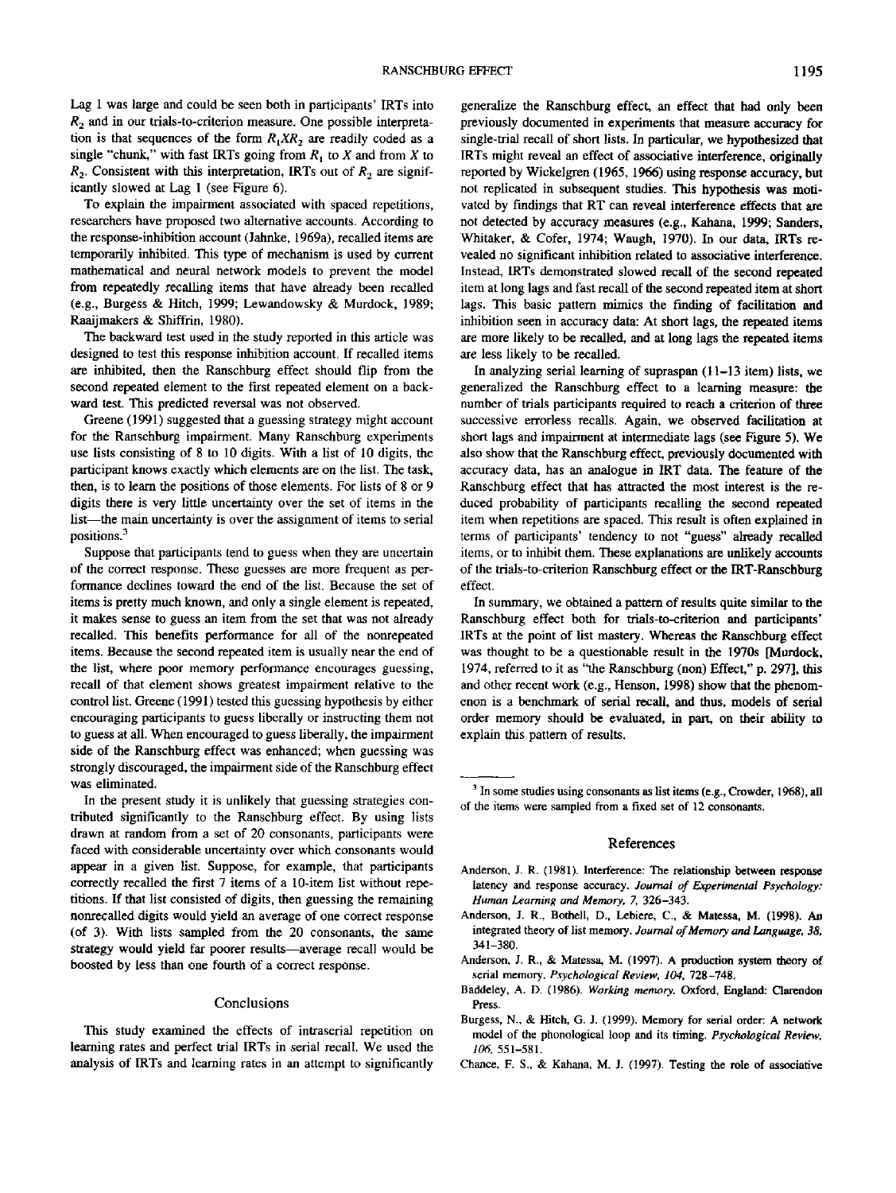Lag 1 was large and could be seen both in participants' IRTs into $R_2$ and in our trials-to-criterion measure. One possible interpretation is that sequences of the form $R_1XR_2$ are readily coded as a single "chunk," with fast IRTs going from $R_1$ to $X$ and from $X$ to $R_2$. Consistent with this interpretation, IRTs out of $R_2$ are significantly slowed at Lag 1 (see Figure 6).

To explain the impairment associated with spaced repetitions, researchers have proposed two alternative accounts. According to the response-inhibition account (Jahnke, 1969a), recalled items are temporarily inhibited. This type of mechanism is used by current mathematical and neural network models to prevent the model from repeatedly recalling items that have already been recalled (e.g., Burgess & Hitch, 1999; Lewandowsky & Murdock, 1989; Raaijmakers & Shiffrin, 1980).

The backward test used in the study reported in this article was designed to test this response inhibition account. If recalled items are inhibited, then the Ranschburg effect should flip from the second repeated element to the first repeated element on a backward test. This predicted reversal was not observed.

Greene (1991) suggested that a guessing strategy might account for the Ranschburg impairment. Many Ranschburg experiments use lists consisting of 8 to 10 digits. With a list of 10 digits, the participant knows exactly which elements are on the list. The task, then, is to learn the positions of those elements. For lists of 8 or 9 digits there is very little uncertainty over the set of items in the list—the main uncertainty is over the assignment of items to serial positions.[3]

Suppose that participants tend to guess when they are uncertain of the correct response. These guesses are more frequent as performance declines toward the end of the list. Because the set of items is pretty much known, and only a single element is repeated, it makes sense to guess an item from the set that was not already recalled. This benefits performance for all of the nonrepeated items. Because the second repeated item is usually near the end of the list, where poor memory performance encourages guessing, recall of that element shows greatest impairment relative to the control list. Greene (1991) tested this guessing hypothesis by either encouraging participants to guess liberally or instructing them not to guess at all. When encouraged to guess liberally, the impairment side of the Ranschburg effect was enhanced; when guessing was strongly discouraged, the impairment side of the Ranschburg effect was eliminated.

In the present study it is unlikely that guessing strategies contributed significantly to the Ranschburg effect. By using lists drawn at random from a set of 20 consonants, participants were faced with considerable uncertainty over which consonants would appear in a given list. Suppose, for example, that participants correctly recalled the first 7 items of a 10-item list without repetitions. If that list consisted of digits, then guessing the remaining nonrecalled digits would yield an average of one correct response (of 3). With lists sampled from the 20 consonants, the same strategy would yield far poorer results—average recall would be boosted by less than one fourth of a correct response.

## Conclusions

This study examined the effects of intraserial repetition on learning rates and perfect trial IRTs in serial recall. We used the analysis of IRTs and learning rates in an attempt to significantly generalize the Ranschburg effect, an effect that had only been previously documented in experiments that measure accuracy for single-trial recall of short lists. In particular, we hypothesized that IRTs might reveal an effect of associative interference, originally reported by Wickelgren (1965, 1966) using response accuracy, but not replicated in subsequent studies. This hypothesis was motivated by findings that RT can reveal interference effects that are not detected by accuracy measures (e.g., Kahana, 1999; Sanders, Whitaker, & Cofer, 1974; Waugh, 1970). In our data, IRTs revealed no significant inhibition related to associative interference. Instead, IRTs demonstrated slowed recall of the second repeated item at long lags and fast recall of the second repeated item at short lags. This basic pattern mimics the finding of facilitation and inhibition seen in accuracy data: At short lags, the repeated items are more likely to be recalled, and at long lags the repeated items are less likely to be recalled.

In analyzing serial learning of supraspan (11–13 item) lists, we generalized the Ranschburg effect to a learning measure: the number of trials participants required to reach a criterion of three successive errorless recalls. Again, we observed facilitation at short lags and impairment at intermediate lags (see Figure 5). We also show that the Ranschburg effect, previously documented with accuracy data, has an analogue in IRT data. The feature of the Ranschburg effect that has attracted the most interest is the reduced probability of participants recalling the second repeated item when repetitions are spaced. This result is often explained in terms of participants' tendency to not "guess" already recalled items, or to inhibit them. These explanations are unlikely accounts of the trials-to-criterion Ranschburg effect or the IRT-Ranschburg effect.

In summary, we obtained a pattern of results quite similar to the Ranschburg effect both for trials-to-criterion and participants' IRTs at the point of list mastery. Whereas the Ranschburg effect was thought to be a questionable result in the 1970s [Murdock, 1974, referred to it as "the Ranschburg (non) Effect," p. 297], this and other recent work (e.g., Henson, 1998) show that the phenomenon is a benchmark of serial recall, and thus, models of serial order memory should be evaluated, in part, on their ability to explain this pattern of results.

[3] In some studies using consonants as list items (e.g., Crowder, 1968), all of the items were sampled from a fixed set of 12 consonants.

## References

Anderson, J. R. (1981). Interference: The relationship between response latency and response accuracy. *Journal of Experimental Psychology: Human Learning and Memory, 7,* 326–343.

Anderson, J. R., Bothell, D., Lebiere, C., & Matessa, M. (1998). An integrated theory of list memory. *Journal of Memory and Language, 38,* 341–380.

Anderson, J. R., & Matessa, M. (1997). A production system theory of serial memory. *Psychological Review, 104,* 728–748.

Baddeley, A. D. (1986). *Working memory.* Oxford, England: Clarendon Press.

Burgess, N., & Hitch, G. J. (1999). Memory for serial order: A network model of the phonological loop and its timing. *Psychological Review, 106,* 551–581.

Chance, F. S., & Kahana, M. J. (1997). Testing the role of associative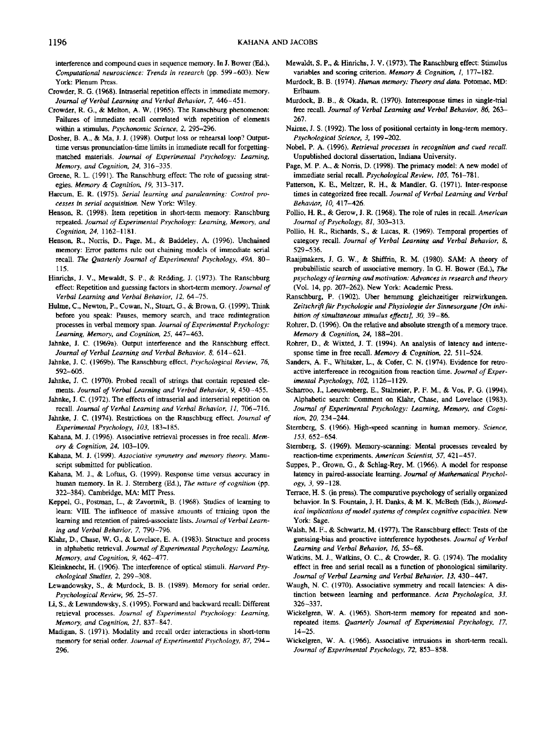interference and compound cues in sequence memory. In J. Bower (Ed.), *Computational neuroscience: Trends in research* (pp. 599–603). New York: Plenum Press.

Crowder, R. G. (1968). Intraserial repetition effects in immediate memory. *Journal of Verbal Learning and Verbal Behavior, 7,* 446–451.

Crowder, R. G., & Melton, A. W. (1965). The Ranschburg phenomenon: Failures of immediate recall correlated with repetition of elements within a stimulus. *Psychonomic Science, 2,* 295–296.

Dosher, B. A., & Ma, J. J. (1998). Output loss or rehearsal loop? Output-time versus pronunciation-time limits in immediate recall for forgetting-matched materials. *Journal of Experimental Psychology: Learning, Memory, and Cognition, 24,* 316–335.

Greene, R. L. (1991). The Ranschburg effect: The role of guessing strategies. *Memory & Cognition, 19,* 313–317.

Harcum, E. R. (1975). *Serial learning and paralearning: Control processes in serial acquisition.* New York: Wiley.

Henson, R. (1998). Item repetition in short-term memory: Ranschburg repeated. *Journal of Experimental Psychology: Learning, Memory, and Cognition, 24,* 1162–1181.

Henson, R., Norris, D., Page, M., & Baddeley, A. (1996). Unchained memory: Error patterns rule out chaining models of immediate serial recall. *The Quarterly Journal of Experimental Psychology, 49A,* 80–115.

Hinrichs, J. V., Mewaldt, S. P., & Redding, J. (1973). The Ranschburg effect: Repetition and guessing factors in short-term memory. *Journal of Verbal Learning and Verbal Behavior, 12,* 64–75.

Hulme, C., Newton, P., Cowan, N., Stuart, G., & Brown, G. (1999). Think before you speak: Pauses, memory search, and trace redintegration processes in verbal memory span. *Journal of Experimental Psychology: Learning, Memory, and Cognition, 25,* 447–463.

Jahnke, J. C. (1969a). Output interference and the Ranschburg effect. *Journal of Verbal Learning and Verbal Behavior, 8,* 614–621.

Jahnke, J. C. (1969b). The Ranschburg effect. *Psychological Review, 76,* 592–605.

Jahnke, J. C. (1970). Probed recall of strings that contain repeated elements. *Journal of Verbal Learning and Verbal Behavior, 9,* 450–455.

Jahnke, J. C. (1972). The effects of intraserial and interserial repetition on recall. *Journal of Verbal Learning and Verbal Behavior, 11,* 706–716.

Jahnke, J. C. (1974). Restrictions on the Ranschburg effect. *Journal of Experimental Psychology, 103,* 183–185.

Kahana, M. J. (1996). Associative retrieval processes in free recall. *Memory & Cognition, 24,* 103–109.

Kahana, M. J. (1999). *Associative symmetry and memory theory.* Manuscript submitted for publication.

Kahana, M. J., & Loftus, G. (1999). Response time versus accuracy in human memory. In R. J. Sternberg (Ed.), *The nature of cognition* (pp. 322–384). Cambridge, MA: MIT Press.

Keppel, G., Postman, L., & Zavortnik, B. (1968). Studies of learning to learn: VIII. The influence of massive amounts of training upon the learning and retention of paired-associate lists. *Journal of Verbal Learning and Verbal Behavior, 7,* 790–796.

Klahr, D., Chase, W. G., & Lovelace, E. A. (1983). Structure and process in alphabetic retrieval. *Journal of Experimental Psychology: Learning, Memory, and Cognition, 9,* 462–477.

Kleinknecht, H. (1906). The interference of optical stimuli. *Harvard Psychological Studies, 2,* 299–308.

Lewandowsky, S., & Murdock, B. B. (1989). Memory for serial order. *Psychological Review, 96,* 25–57.

Li, S., & Lewandowsky, S. (1995). Forward and backward recall: Different retrieval processes. *Journal of Experimental Psychology: Learning, Memory, and Cognition, 21,* 837–847.

Madigan, S. (1971). Modality and recall order interactions in short-term memory for serial order. *Journal of Experimental Psychology, 87,* 294–296.

Mewaldt, S. P., & Hinrichs, J. V. (1973). The Ranschburg effect: Stimulus variables and scoring criterion. *Memory & Cognition, 1,* 177–182.

Murdock, B. B. (1974). *Human memory: Theory and data.* Potomac, MD: Erlbaum.

Murdock, B. B., & Okada, R. (1970). Interresponse times in single-trial free recall. *Journal of Verbal Learning and Verbal Behavior, 86,* 263–267.

Nairne, J. S. (1992). The loss of positional certainty in long-term memory. *Psychological Science, 3,* 199–202.

Nobel, P. A. (1996). *Retrieval processes in recognition and cued recall.* Unpublished doctoral dissertation, Indiana University.

Page, M. P. A., & Norris, D. (1998). The primacy model: A new model of immediate serial recall. *Psychological Review, 105,* 761–781.

Patterson, K. E., Meltzer, R. H., & Mandler, G. (1971). Inter-response times in categorized free recall. *Journal of Verbal Learning and Verbal Behavior, 10,* 417–426.

Pollio, H. R., & Gerow, J. R. (1968). The role of rules in recall. *American Journal of Psychology, 81,* 303–313.

Pollio, H. R., Richards, S., & Lucas, R. (1969). Temporal properties of category recall. *Journal of Verbal Learning and Verbal Behavior, 8,* 529–536.

Raaijmakers, J. G. W., & Shiffrin, R. M. (1980). SAM: A theory of probabilistic search of associative memory. In G. H. Bower (Ed.), *The psychology of learning and motivation: Advances in research and theory* (Vol. 14, pp. 207–262). New York: Academic Press.

Ranschburg, P. (1902). Uber hemmung gleichzeitiger reizwirkungen. *Zeitschrift für Psychologie und Physiologie der Sinnesorgane [On inhibition of simultaneous stimulus effects], 30,* 39–86.

Rohrer, D. (1996). On the relative and absolute strength of a memory trace. *Memory & Cognition, 24,* 188–201.

Rohrer, D., & Wixted, J. T. (1994). An analysis of latency and interresponse time in free recall. *Memory & Cognition, 22,* 511–524.

Sanders, A. F., Whitaker, L., & Cofer, C. N. (1974). Evidence for retroactive interference in recognition from reaction time. *Journal of Experimental Psychology, 102,* 1126–1129.

Scharroo, J., Leeuwenberg, E., Stalmeier, P. F. M., & Vos, P. G. (1994). Alphabetic search: Comment on Klahr, Chase, and Lovelace (1983). *Journal of Experimental Psychology: Learning, Memory, and Cognition, 20,* 234–244.

Sternberg, S. (1966). High-speed scanning in human memory. *Science, 153,* 652–654.

Sternberg, S. (1969). Memory-scanning: Mental processes revealed by reaction-time experiments. *American Scientist, 57,* 421–457.

Suppes, P., Grown, G., & Schlag-Rey, M. (1966). A model for response latency in paired-associate learning. *Journal of Mathematical Psychology, 3,* 99–128.

Terrace, H. S. (in press). The comparative psychology of serially organized behavior. In S. Fountain, J. H. Danks, & M. K. McBeth (Eds.), *Biomedical implications of model systems of complex cognitive capacities.* New York: Sage.

Walsh, M. F., & Schwartz, M. (1977). The Ranschburg effect: Tests of the guessing-bias and proactive interference hypotheses. *Journal of Verbal Learning and Verbal Behavior, 16,* 55–68.

Watkins, M. J., Watkins, O. C., & Crowder, R. G. (1974). The modality effect in free and serial recall as a function of phonological similarity. *Journal of Verbal Learning and Verbal Behavior, 13,* 430–447.

Waugh, N. C. (1970). Associative symmetry and recall latencies: A distinction between learning and performance. *Acta Psychologica, 33,* 326–337.

Wickelgren, W. A. (1965). Short-term memory for repeated and nonrepeated items. *Quarterly Journal of Experimental Psychology, 17,* 14–25.

Wickelgren, W. A. (1966). Associative intrusions in short-term recall. *Journal of Experimental Psychology, 72,* 853–858.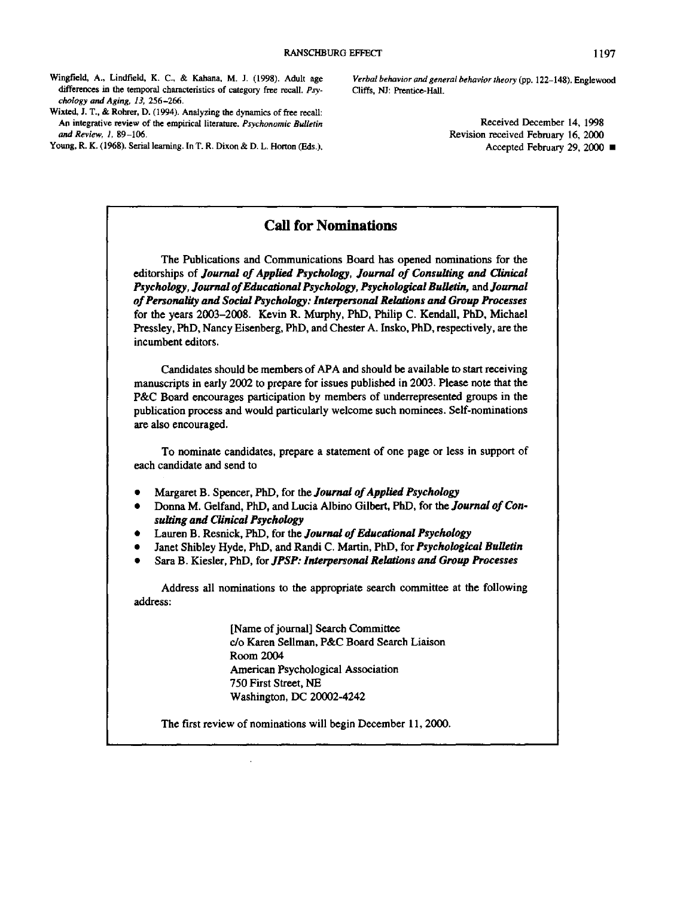Wingfield, A., Lindfield, K. C., & Kahana, M. J. (1998). Adult age differences in the temporal characteristics of category free recall. *Psychology and Aging, 13,* 256–266.

Wixted, J. T., & Rohrer, D. (1994). Analyzing the dynamics of free recall: An integrative review of the empirical literature. *Psychonomic Bulletin and Review, 1,* 89–106.

Young, R. K. (1968). Serial learning. In T. R. Dixon & D. L. Horton (Eds.), *Verbal behavior and general behavior theory* (pp. 122–148). Englewood Cliffs, NJ: Prentice-Hall.

Received December 14, 1998
Revision received February 16, 2000
Accepted February 29, 2000 ■

## Call for Nominations

The Publications and Communications Board has opened nominations for the editorships of ***Journal of Applied Psychology, Journal of Consulting and Clinical Psychology, Journal of Educational Psychology, Psychological Bulletin,*** and ***Journal of Personality and Social Psychology: Interpersonal Relations and Group Processes*** for the years 2003–2008. Kevin R. Murphy, PhD, Philip C. Kendall, PhD, Michael Pressley, PhD, Nancy Eisenberg, PhD, and Chester A. Insko, PhD, respectively, are the incumbent editors.

Candidates should be members of APA and should be available to start receiving manuscripts in early 2002 to prepare for issues published in 2003. Please note that the P&C Board encourages participation by members of underrepresented groups in the publication process and would particularly welcome such nominees. Self-nominations are also encouraged.

To nominate candidates, prepare a statement of one page or less in support of each candidate and send to

- Margaret B. Spencer, PhD, for the ***Journal of Applied Psychology***
- Donna M. Gelfand, PhD, and Lucia Albino Gilbert, PhD, for the ***Journal of Consulting and Clinical Psychology***
- Lauren B. Resnick, PhD, for the ***Journal of Educational Psychology***
- Janet Shibley Hyde, PhD, and Randi C. Martin, PhD, for ***Psychological Bulletin***
- Sara B. Kiesler, PhD, for ***JPSP: Interpersonal Relations and Group Processes***

Address all nominations to the appropriate search committee at the following address:

[Name of journal] Search Committee
c/o Karen Sellman, P&C Board Search Liaison
Room 2004
American Psychological Association
750 First Street, NE
Washington, DC 20002-4242

The first review of nominations will begin December 11, 2000.